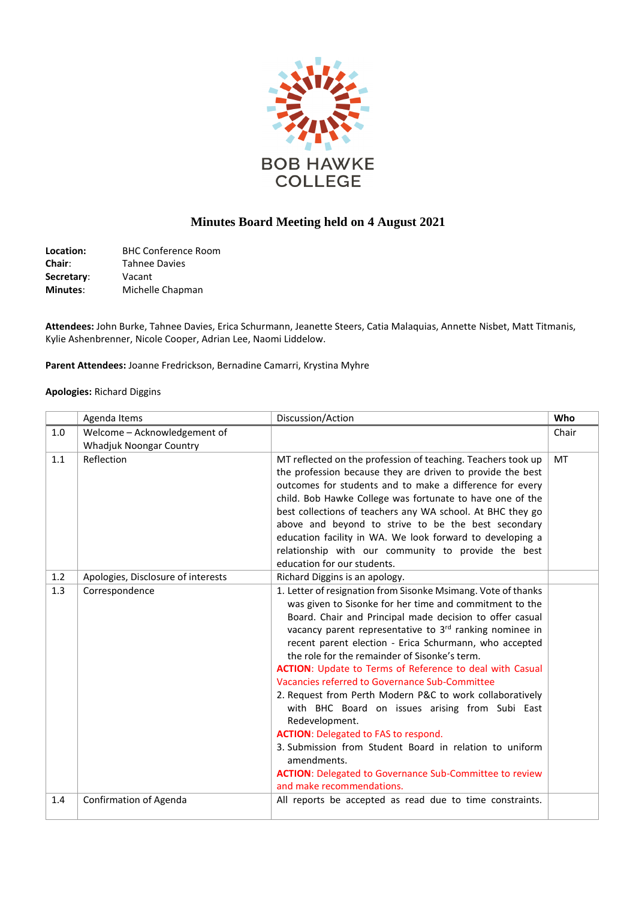BOB HAWKE COLLEGE

# Minutes Board Meeting held on 4 August 2021

**Location:** BHC Conference Room
**Chair**: Tahnee Davies
**Secretary**: Vacant
**Minutes**: Michelle Chapman

**Attendees:** John Burke, Tahnee Davies, Erica Schurmann, Jeanette Steers, Catia Malaquias, Annette Nisbet, Matt Titmanis, Kylie Ashenbrenner, Nicole Cooper, Adrian Lee, Naomi Liddelow.

**Parent Attendees:** Joanne Fredrickson, Bernadine Camarri, Krystina Myhre

**Apologies:** Richard Diggins

| | Agenda Items | Discussion/Action | Who |
|---|---|---|---|
| 1.0 | Welcome – Acknowledgement of Whadjuk Noongar Country | | Chair |
| 1.1 | Reflection | MT reflected on the profession of teaching. Teachers took up the profession because they are driven to provide the best outcomes for students and to make a difference for every child. Bob Hawke College was fortunate to have one of the best collections of teachers any WA school. At BHC they go above and beyond to strive to be the best secondary education facility in WA. We look forward to developing a relationship with our community to provide the best education for our students. | MT |
| 1.2 | Apologies, Disclosure of interests | Richard Diggins is an apology. | |
| 1.3 | Correspondence | 1. Letter of resignation from Sisonke Msimang. Vote of thanks was given to Sisonke for her time and commitment to the Board. Chair and Principal made decision to offer casual vacancy parent representative to 3rd ranking nominee in recent parent election - Erica Schurmann, who accepted the role for the remainder of Sisonke's term.<br>**ACTION**: Update to Terms of Reference to deal with Casual Vacancies referred to Governance Sub-Committee<br>2. Request from Perth Modern P&C to work collaboratively with BHC Board on issues arising from Subi East Redevelopment.<br>**ACTION**: Delegated to FAS to respond.<br>3. Submission from Student Board in relation to uniform amendments.<br>**ACTION**: Delegated to Governance Sub-Committee to review and make recommendations. | |
| 1.4 | Confirmation of Agenda | All reports be accepted as read due to time constraints. | |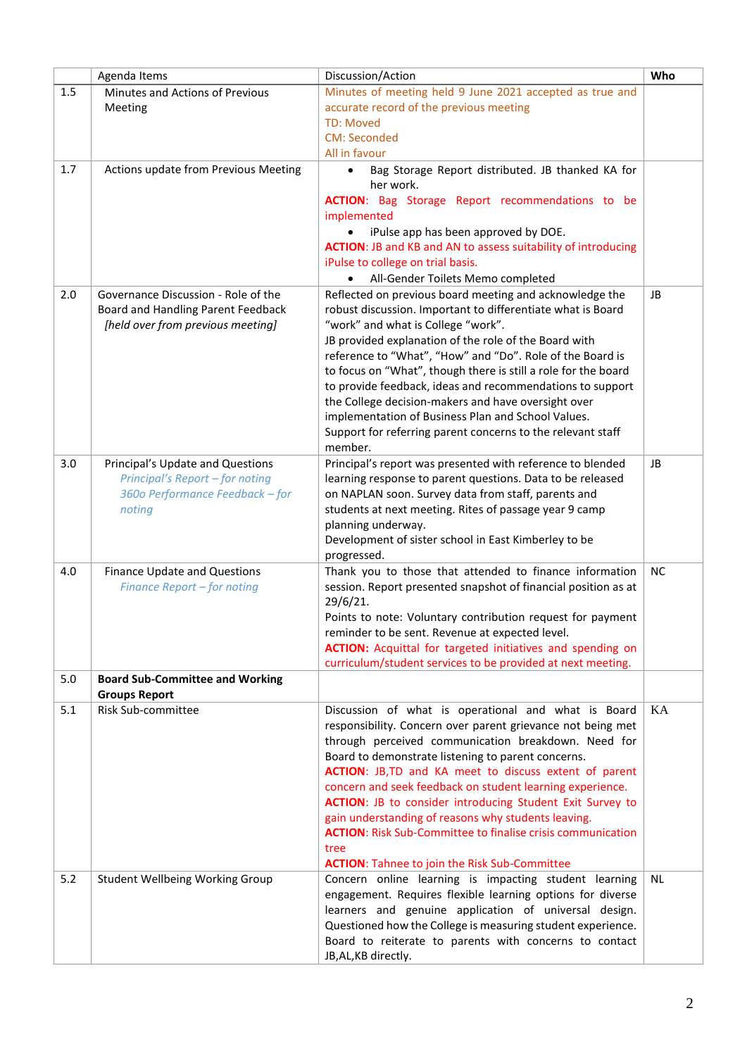|  | Agenda Items | Discussion/Action | Who |
|---|---|---|---|
| 1.5 | Minutes and Actions of Previous Meeting | Minutes of meeting held 9 June 2021 accepted as true and accurate record of the previous meeting<br>TD: Moved<br>CM: Seconded<br>All in favour |  |
| 1.7 | Actions update from Previous Meeting | • Bag Storage Report distributed. JB thanked KA for her work.<br>**ACTION**: Bag Storage Report recommendations to be implemented<br>• iPulse app has been approved by DOE.<br>**ACTION**: JB and KB and AN to assess suitability of introducing iPulse to college on trial basis.<br>• All-Gender Toilets Memo completed |  |
| 2.0 | Governance Discussion - Role of the Board and Handling Parent Feedback<br>*[held over from previous meeting]* | Reflected on previous board meeting and acknowledge the robust discussion. Important to differentiate what is Board "work" and what is College "work".<br>JB provided explanation of the role of the Board with reference to "What", "How" and "Do". Role of the Board is to focus on "What", though there is still a role for the board to provide feedback, ideas and recommendations to support the College decision-makers and have oversight over implementation of Business Plan and School Values.<br>Support for referring parent concerns to the relevant staff member. | JB |
| 3.0 | Principal's Update and Questions<br>*Principal's Report – for noting*<br>*360o Performance Feedback – for noting* | Principal's report was presented with reference to blended learning response to parent questions. Data to be released on NAPLAN soon. Survey data from staff, parents and students at next meeting. Rites of passage year 9 camp planning underway.<br>Development of sister school in East Kimberley to be progressed. | JB |
| 4.0 | Finance Update and Questions<br>*Finance Report – for noting* | Thank you to those that attended to finance information session. Report presented snapshot of financial position as at 29/6/21.<br>Points to note: Voluntary contribution request for payment reminder to be sent. Revenue at expected level.<br>**ACTION:** Acquittal for targeted initiatives and spending on curriculum/student services to be provided at next meeting. | NC |
| 5.0 | **Board Sub-Committee and Working Groups Report** |  |  |
| 5.1 | Risk Sub-committee | Discussion of what is operational and what is Board responsibility. Concern over parent grievance not being met through perceived communication breakdown. Need for Board to demonstrate listening to parent concerns.<br>**ACTION**: JB,TD and KA meet to discuss extent of parent concern and seek feedback on student learning experience.<br>**ACTION**: JB to consider introducing Student Exit Survey to gain understanding of reasons why students leaving.<br>**ACTION**: Risk Sub-Committee to finalise crisis communication tree<br>**ACTION**: Tahnee to join the Risk Sub-Committee | KA |
| 5.2 | Student Wellbeing Working Group | Concern online learning is impacting student learning engagement. Requires flexible learning options for diverse learners and genuine application of universal design. Questioned how the College is measuring student experience. Board to reiterate to parents with concerns to contact JB,AL,KB directly. | NL |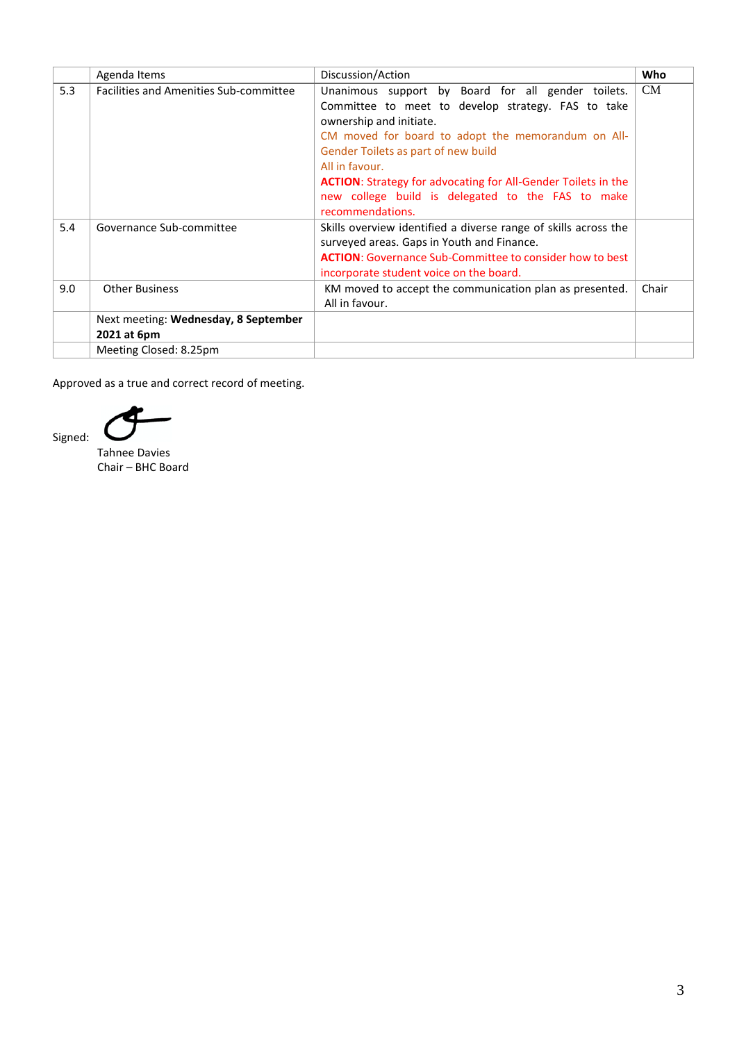| | Agenda Items | Discussion/Action | Who |
|---|---|---|---|
| 5.3 | Facilities and Amenities Sub-committee | Unanimous support by Board for all gender toilets. Committee to meet to develop strategy. FAS to take ownership and initiate.<br>CM moved for board to adopt the memorandum on All-Gender Toilets as part of new build<br>All in favour.<br>**ACTION**: Strategy for advocating for All-Gender Toilets in the new college build is delegated to the FAS to make recommendations. | CM |
| 5.4 | Governance Sub-committee | Skills overview identified a diverse range of skills across the surveyed areas. Gaps in Youth and Finance.<br>**ACTION**: Governance Sub-Committee to consider how to best incorporate student voice on the board. | |
| 9.0 | Other Business | KM moved to accept the communication plan as presented.<br>All in favour. | Chair |
| | Next meeting: **Wednesday, 8 September 2021 at 6pm** | | |
| | Meeting Closed: 8.25pm | | |

Approved as a true and correct record of meeting.

Signed:

Tahnee Davies
Chair – BHC Board